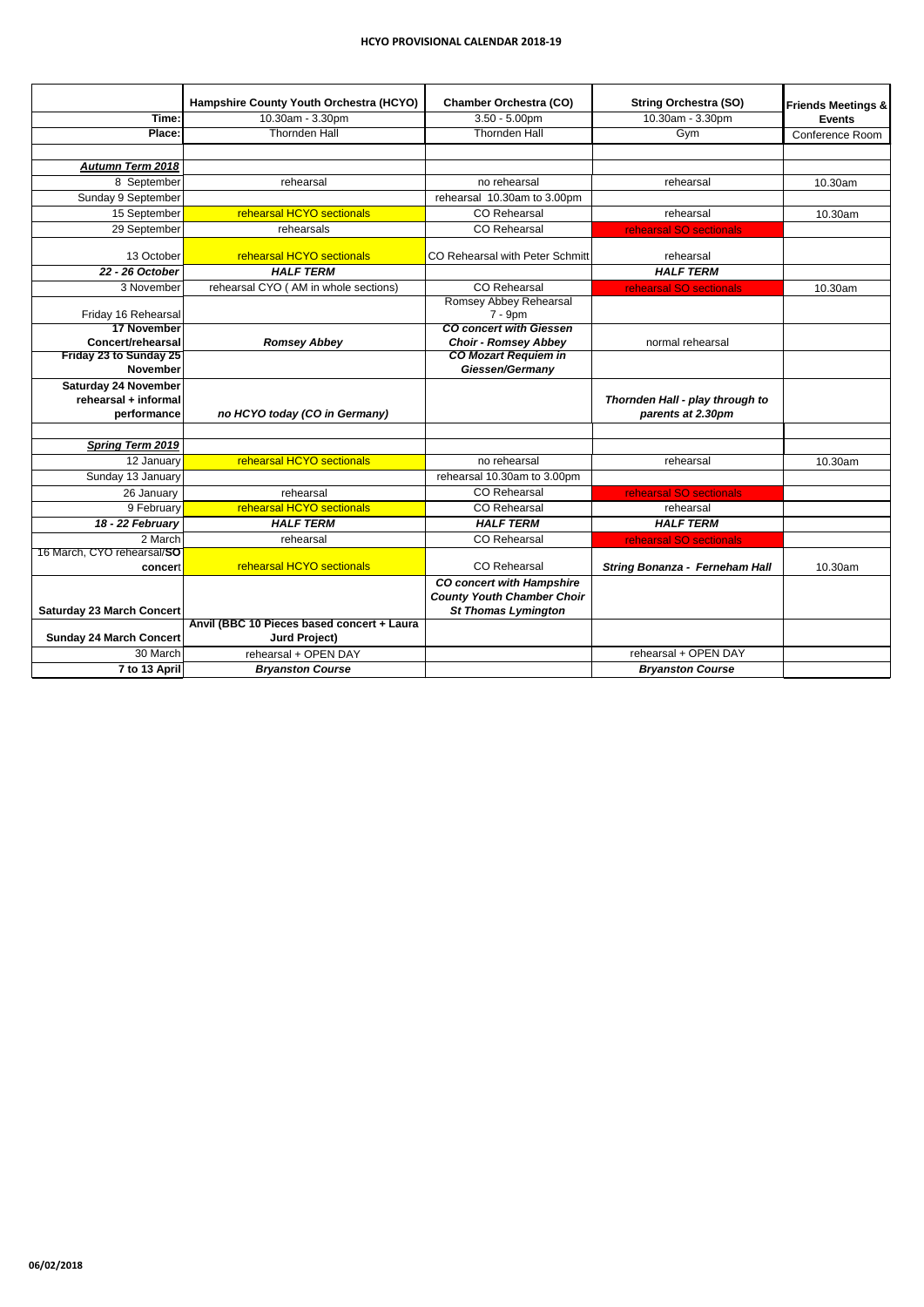# HCYO PROVISIONAL CALENDAR 2018-19

| | Hampshire County Youth Orchestra (HCYO) | Chamber Orchestra (CO) | String Orchestra (SO) | Friends Meetings & Events |
|---|---|---|---|---|
| Time: | 10.30am - 3.30pm | 3.50 - 5.00pm | 10.30am - 3.30pm | |
| Place: | Thornden Hall | Thornden Hall | Gym | Conference Room |
| | | | | |
| ***Autumn Term 2018*** | | | | |
| 8 September | rehearsal | no rehearsal | rehearsal | 10.30am |
| Sunday 9 September | | rehearsal 10.30am to 3.00pm | | |
| 15 September | rehearsal HCYO sectionals | CO Rehearsal | rehearsal | 10.30am |
| 29 September | rehearsals | CO Rehearsal | rehearsal SO sectionals | |
| 13 October | rehearsal HCYO sectionals | CO Rehearsal with Peter Schmitt | rehearsal | |
| ***22 - 26 October*** | ***HALF TERM*** | | ***HALF TERM*** | |
| 3 November | rehearsal CYO ( AM in whole sections) | CO Rehearsal | rehearsal SO sectionals | 10.30am |
| Friday 16 Rehearsal | | Romsey Abbey Rehearsal 7 - 9pm | | |
| **17 November Concert/rehearsal** | ***Romsey Abbey*** | ***CO concert with Giessen Choir - Romsey Abbey*** | normal rehearsal | |
| **Friday 23 to Sunday 25 November** | | ***CO Mozart Requiem in Giessen/Germany*** | | |
| **Saturday 24 November rehearsal + informal performance** | ***no HCYO today (CO in Germany)*** | | ***Thornden Hall - play through to parents at 2.30pm*** | |
| | | | | |
| ***Spring Term 2019*** | | | | |
| 12 January | rehearsal HCYO sectionals | no rehearsal | rehearsal | 10.30am |
| Sunday 13 January | | rehearsal 10.30am to 3.00pm | | |
| 26 January | rehearsal | CO Rehearsal | rehearsal SO sectionals | |
| 9 February | rehearsal HCYO sectionals | CO Rehearsal | rehearsal | |
| ***18 - 22 February*** | ***HALF TERM*** | ***HALF TERM*** | ***HALF TERM*** | |
| 2 March | rehearsal | CO Rehearsal | rehearsal SO sectionals | |
| 16 March, CYO rehearsal/**SO concert** | rehearsal HCYO sectionals | CO Rehearsal | ***String Bonanza - Ferneham Hall*** | 10.30am |
| **Saturday 23 March Concert** | | ***CO concert with Hampshire County Youth Chamber Choir St Thomas Lymington*** | | |
| **Sunday 24 March Concert** | **Anvil (BBC 10 Pieces based concert + Laura Jurd Project)** | | | |
| 30 March | rehearsal + OPEN DAY | | rehearsal + OPEN DAY | |
| **7 to 13 April** | ***Bryanston Course*** | | ***Bryanston Course*** | |

**06/02/2018**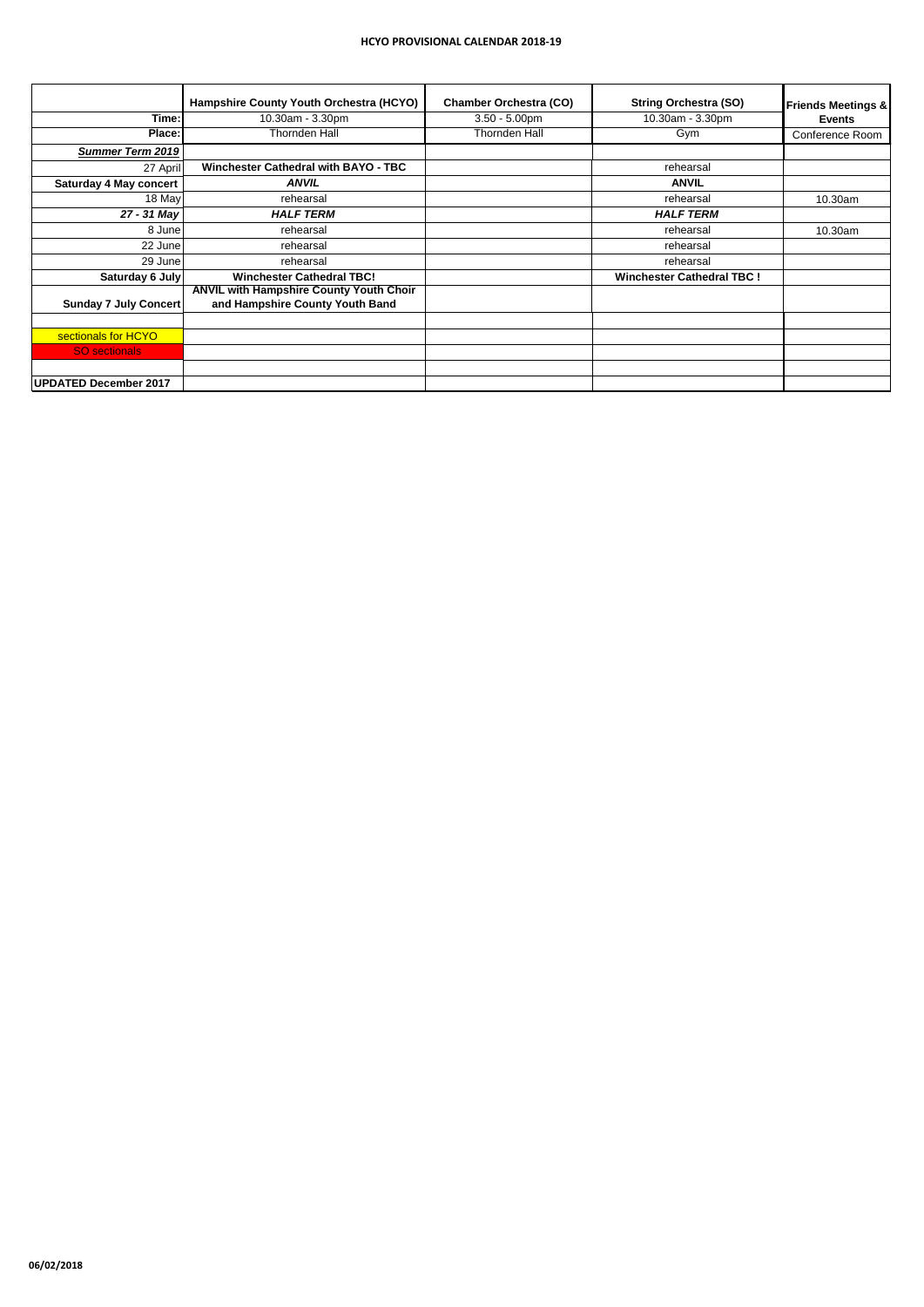**HCYO PROVISIONAL CALENDAR 2018-19**

| | Hampshire County Youth Orchestra (HCYO) | Chamber Orchestra (CO) | String Orchestra (SO) | Friends Meetings & Events |
|---|---|---|---|---|
| **Time:** | 10.30am - 3.30pm | 3.50 - 5.00pm | 10.30am - 3.30pm | |
| **Place:** | Thornden Hall | Thornden Hall | Gym | Conference Room |
| ***Summer Term 2019*** | | | | |
| 27 April | **Winchester Cathedral with BAYO - TBC** | | rehearsal | |
| **Saturday 4 May concert** | ***ANVIL*** | | **ANVIL** | |
| 18 May | rehearsal | | rehearsal | 10.30am |
| ***27 - 31 May*** | ***HALF TERM*** | | ***HALF TERM*** | |
| 8 June | rehearsal | | rehearsal | 10.30am |
| 22 June | rehearsal | | rehearsal | |
| 29 June | rehearsal | | rehearsal | |
| **Saturday 6 July** | **Winchester Cathedral TBC!** | | **Winchester Cathedral TBC !** | |
| **Sunday 7 July Concert** | **ANVIL with Hampshire County Youth Choir and Hampshire County Youth Band** | | | |
| | | | | |
| sectionals for HCYO | | | | |
| SO sectionals | | | | |
| | | | | |
| **UPDATED December 2017** | | | | |

**06/02/2018**